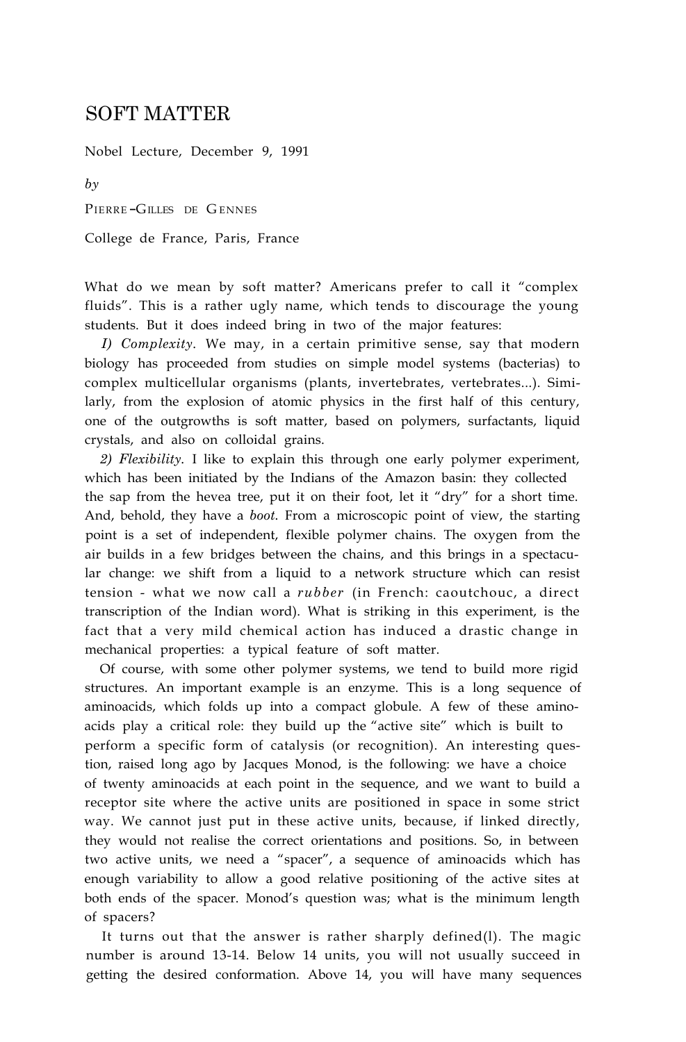# SOFT MATTER

Nobel Lecture, December 9, 1991

*by*

PIERRE-GILLES DE GENNES

College de France, Paris, France

What do we mean by soft matter? Americans prefer to call it "complex fluids". This is a rather ugly name, which tends to discourage the young students. But it does indeed bring in two of the major features:

*I) Complexity*. We may, in a certain primitive sense, say that modern biology has proceeded from studies on simple model systems (bacterias) to complex multicellular organisms (plants, invertebrates, vertebrates...). Similarly, from the explosion of atomic physics in the first half of this century, one of the outgrowths is soft matter, based on polymers, surfactants, liquid crystals, and also on colloidal grains.

*2) Flexibility*. I like to explain this through one early polymer experiment, which has been initiated by the Indians of the Amazon basin: they collected the sap from the hevea tree, put it on their foot, let it "dry" for a short time. And, behold, they have a *boot*. From a microscopic point of view, the starting point is a set of independent, flexible polymer chains. The oxygen from the air builds in a few bridges between the chains, and this brings in a spectacular change: we shift from a liquid to a network structure which can resist tension - what we now call a *rubber* (in French: caoutchouc, a direct transcription of the Indian word). What is striking in this experiment, is the fact that a very mild chemical action has induced a drastic change in mechanical properties: a typical feature of soft matter.

Of course, with some other polymer systems, we tend to build more rigid structures. An important example is an enzyme. This is a long sequence of aminoacids, which folds up into a compact globule. A few of these aminoacids play a critical role: they build up the "active site" which is built to perform a specific form of catalysis (or recognition). An interesting question, raised long ago by Jacques Monod, is the following: we have a choice of twenty aminoacids at each point in the sequence, and we want to build a receptor site where the active units are positioned in space in some strict way. We cannot just put in these active units, because, if linked directly, they would not realise the correct orientations and positions. So, in between two active units, we need a "spacer", a sequence of aminoacids which has enough variability to allow a good relative positioning of the active sites at both ends of the spacer. Monod's question was; what is the minimum length of spacers?

It turns out that the answer is rather sharply defined(l). The magic number is around 13-14. Below 14 units, you will not usually succeed in getting the desired conformation. Above 14, you will have many sequences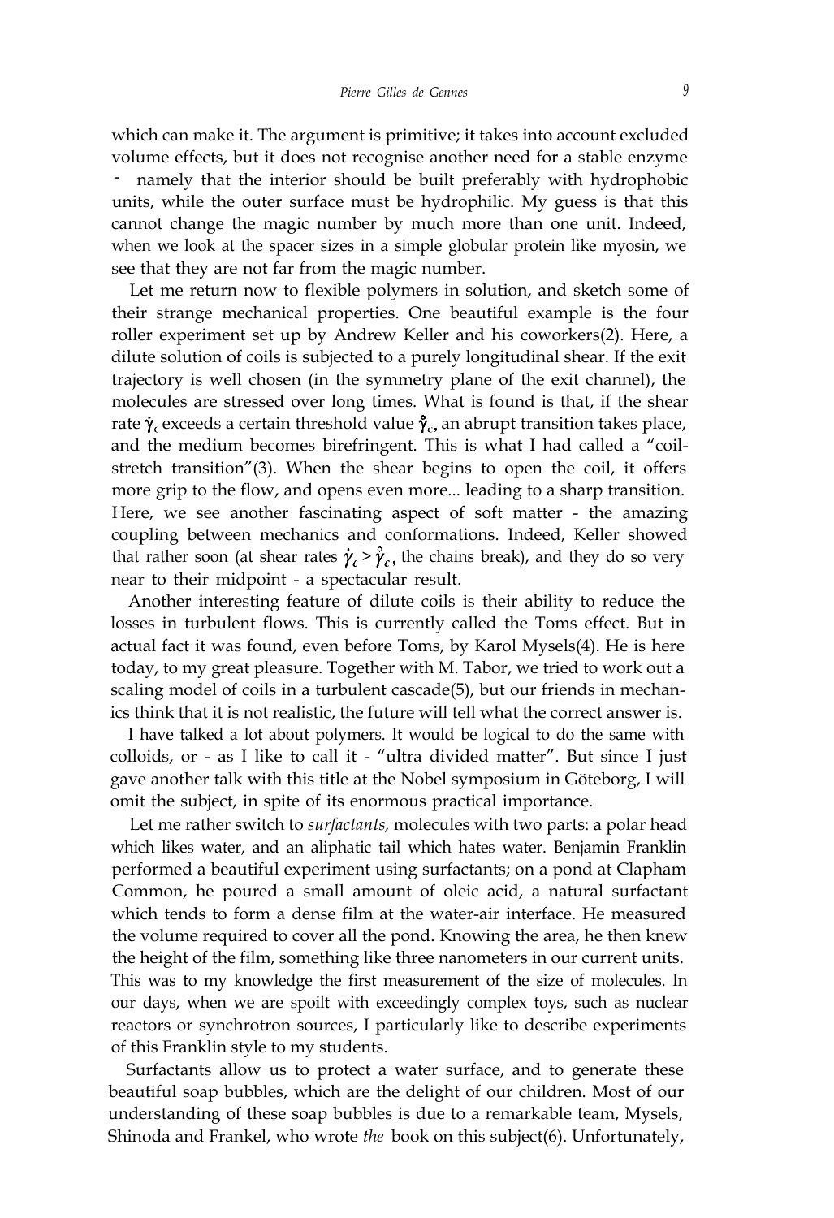which can make it. The argument is primitive; it takes into account excluded volume effects, but it does not recognise another need for a stable enzyme - namely that the interior should be built preferably with hydrophobic units, while the outer surface must be hydrophilic. My guess is that this cannot change the magic number by much more than one unit. Indeed, when we look at the spacer sizes in a simple globular protein like myosin, we see that they are not far from the magic number.

Let me return now to flexible polymers in solution, and sketch some of their strange mechanical properties. One beautiful example is the four roller experiment set up by Andrew Keller and his coworkers(2). Here, a dilute solution of coils is subjected to a purely longitudinal shear. If the exit trajectory is well chosen (in the symmetry plane of the exit channel), the molecules are stressed over long times. What is found is that, if the shear rate $\dot{\gamma}_c$ exceeds a certain threshold value $\mathring{\gamma}_c$, an abrupt transition takes place, and the medium becomes birefringent. This is what I had called a "coil-stretch transition"(3). When the shear begins to open the coil, it offers more grip to the flow, and opens even more... leading to a sharp transition. Here, we see another fascinating aspect of soft matter - the amazing coupling between mechanics and conformations. Indeed, Keller showed that rather soon (at shear rates $\dot{\gamma}_c > \mathring{\gamma}_c$, the chains break), and they do so very near to their midpoint - a spectacular result.

Another interesting feature of dilute coils is their ability to reduce the losses in turbulent flows. This is currently called the Toms effect. But in actual fact it was found, even before Toms, by Karol Mysels(4). He is here today, to my great pleasure. Together with M. Tabor, we tried to work out a scaling model of coils in a turbulent cascade(5), but our friends in mechanics think that it is not realistic, the future will tell what the correct answer is.

I have talked a lot about polymers. It would be logical to do the same with colloids, or - as I like to call it - "ultra divided matter". But since I just gave another talk with this title at the Nobel symposium in Göteborg, I will omit the subject, in spite of its enormous practical importance.

Let me rather switch to *surfactants,* molecules with two parts: a polar head which likes water, and an aliphatic tail which hates water. Benjamin Franklin performed a beautiful experiment using surfactants; on a pond at Clapham Common, he poured a small amount of oleic acid, a natural surfactant which tends to form a dense film at the water-air interface. He measured the volume required to cover all the pond. Knowing the area, he then knew the height of the film, something like three nanometers in our current units. This was to my knowledge the first measurement of the size of molecules. In our days, when we are spoilt with exceedingly complex toys, such as nuclear reactors or synchrotron sources, I particularly like to describe experiments of this Franklin style to my students.

Surfactants allow us to protect a water surface, and to generate these beautiful soap bubbles, which are the delight of our children. Most of our understanding of these soap bubbles is due to a remarkable team, Mysels, Shinoda and Frankel, who wrote *the* book on this subject(6). Unfortunately,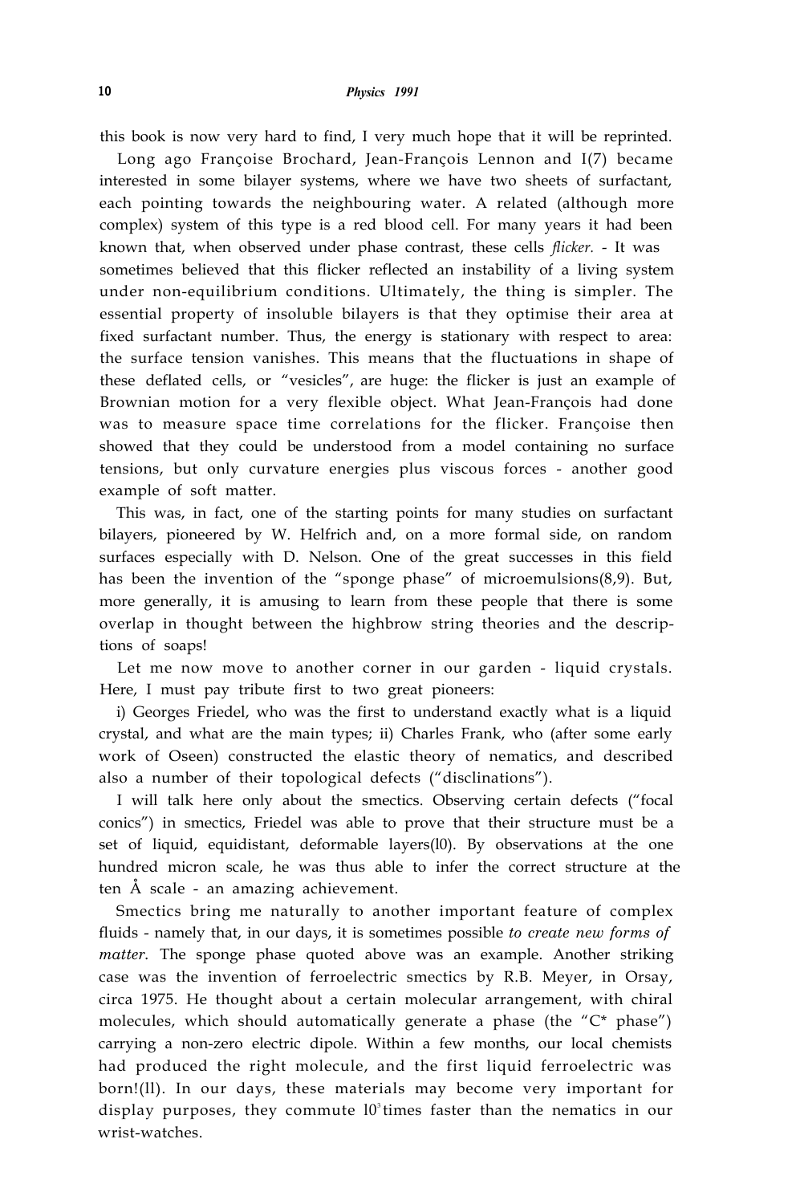this book is now very hard to find, I very much hope that it will be reprinted.

Long ago Françoise Brochard, Jean-François Lennon and I(7) became interested in some bilayer systems, where we have two sheets of surfactant, each pointing towards the neighbouring water. A related (although more complex) system of this type is a red blood cell. For many years it had been known that, when observed under phase contrast, these cells *flicker.* - It was sometimes believed that this flicker reflected an instability of a living system under non-equilibrium conditions. Ultimately, the thing is simpler. The essential property of insoluble bilayers is that they optimise their area at fixed surfactant number. Thus, the energy is stationary with respect to area: the surface tension vanishes. This means that the fluctuations in shape of these deflated cells, or "vesicles", are huge: the flicker is just an example of Brownian motion for a very flexible object. What Jean-François had done was to measure space time correlations for the flicker. Françoise then showed that they could be understood from a model containing no surface tensions, but only curvature energies plus viscous forces - another good example of soft matter.

This was, in fact, one of the starting points for many studies on surfactant bilayers, pioneered by W. Helfrich and, on a more formal side, on random surfaces especially with D. Nelson. One of the great successes in this field has been the invention of the "sponge phase" of microemulsions(8,9). But, more generally, it is amusing to learn from these people that there is some overlap in thought between the highbrow string theories and the descriptions of soaps!

Let me now move to another corner in our garden - liquid crystals. Here, I must pay tribute first to two great pioneers:

i) Georges Friedel, who was the first to understand exactly what is a liquid crystal, and what are the main types; ii) Charles Frank, who (after some early work of Oseen) constructed the elastic theory of nematics, and described also a number of their topological defects ("disclinations").

I will talk here only about the smectics. Observing certain defects ("focal conics") in smectics, Friedel was able to prove that their structure must be a set of liquid, equidistant, deformable layers(l0). By observations at the one hundred micron scale, he was thus able to infer the correct structure at the ten Å scale - an amazing achievement.

Smectics bring me naturally to another important feature of complex fluids - namely that, in our days, it is sometimes possible *to create new forms of matter*. The sponge phase quoted above was an example. Another striking case was the invention of ferroelectric smectics by R.B. Meyer, in Orsay, circa 1975. He thought about a certain molecular arrangement, with chiral molecules, which should automatically generate a phase (the "C* phase") carrying a non-zero electric dipole. Within a few months, our local chemists had produced the right molecule, and the first liquid ferroelectric was born!(ll). In our days, these materials may become very important for display purposes, they commute $10^3$ times faster than the nematics in our wrist-watches.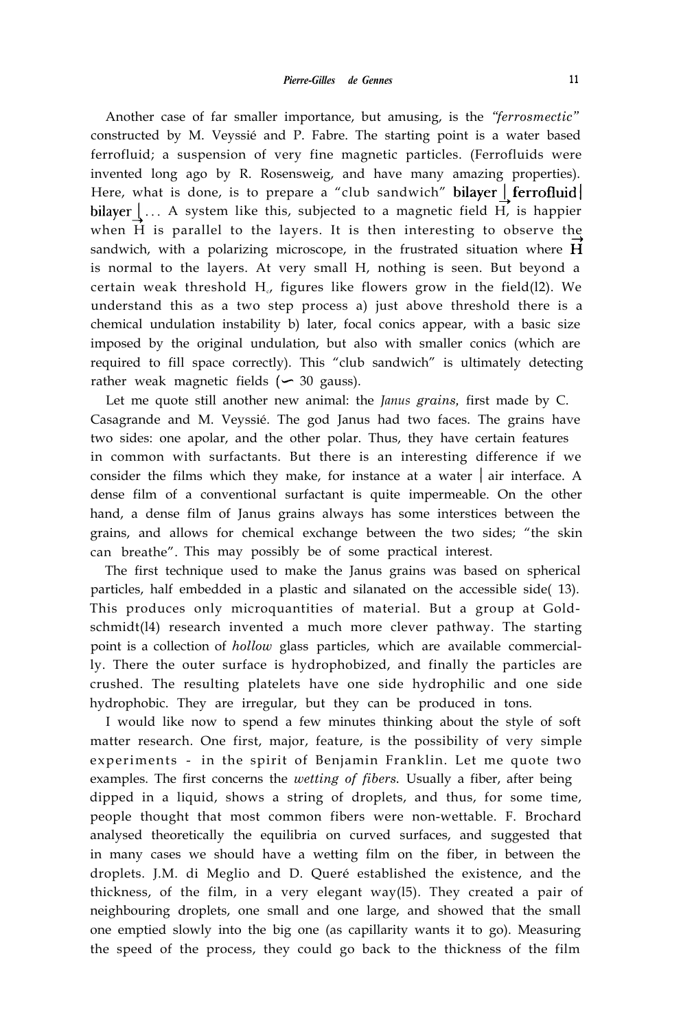Another case of far smaller importance, but amusing, is the *"ferrosmectic"* constructed by M. Veyssié and P. Fabre. The starting point is a water based ferrofluid; a suspension of very fine magnetic particles. (Ferrofluids were invented long ago by R. Rosensweig, and have many amazing properties). Here, what is done, is to prepare a "club sandwich" **bilayer** | **ferrofluid** | **bilayer** | ... A system like this, subjected to a magnetic field $\vec{H}$, is happier when $\vec{H}$ is parallel to the layers. It is then interesting to observe the sandwich, with a polarizing microscope, in the frustrated situation where $\vec{H}$ is normal to the layers. At very small H, nothing is seen. But beyond a certain weak threshold $H_c$, figures like flowers grow in the field(12). We understand this as a two step process a) just above threshold there is a chemical undulation instability b) later, focal conics appear, with a basic size imposed by the original undulation, but also with smaller conics (which are required to fill space correctly). This "club sandwich" is ultimately detecting rather weak magnetic fields ($\sim$ 30 gauss).

Let me quote still another new animal: the *Janus grains*, first made by C. Casagrande and M. Veyssié. The god Janus had two faces. The grains have two sides: one apolar, and the other polar. Thus, they have certain features in common with surfactants. But there is an interesting difference if we consider the films which they make, for instance at a water | air interface. A dense film of a conventional surfactant is quite impermeable. On the other hand, a dense film of Janus grains always has some interstices between the grains, and allows for chemical exchange between the two sides; "the skin can breathe". This may possibly be of some practical interest.

The first technique used to make the Janus grains was based on spherical particles, half embedded in a plastic and silanated on the accessible side( 13). This produces only microquantities of material. But a group at Goldschmidt(14) research invented a much more clever pathway. The starting point is a collection of *hollow* glass particles, which are available commercially. There the outer surface is hydrophobized, and finally the particles are crushed. The resulting platelets have one side hydrophilic and one side hydrophobic. They are irregular, but they can be produced in tons.

I would like now to spend a few minutes thinking about the style of soft matter research. One first, major, feature, is the possibility of very simple experiments - in the spirit of Benjamin Franklin. Let me quote two examples. The first concerns the *wetting of fibers*. Usually a fiber, after being dipped in a liquid, shows a string of droplets, and thus, for some time, people thought that most common fibers were non-wettable. F. Brochard analysed theoretically the equilibria on curved surfaces, and suggested that in many cases we should have a wetting film on the fiber, in between the droplets. J.M. di Meglio and D. Queré established the existence, and the thickness, of the film, in a very elegant way(15). They created a pair of neighbouring droplets, one small and one large, and showed that the small one emptied slowly into the big one (as capillarity wants it to go). Measuring the speed of the process, they could go back to the thickness of the film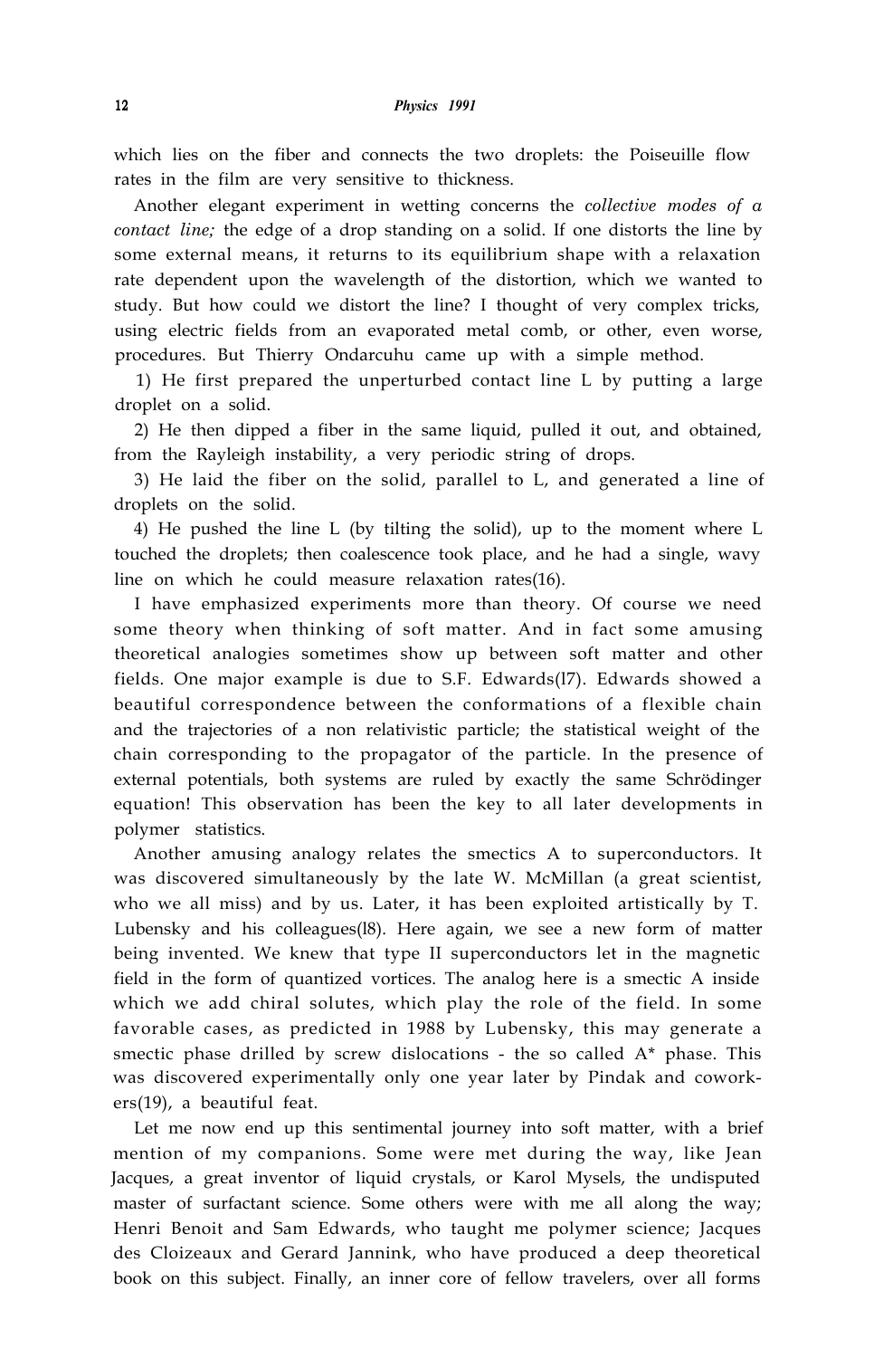which lies on the fiber and connects the two droplets: the Poiseuille flow rates in the film are very sensitive to thickness.

Another elegant experiment in wetting concerns the *collective modes of a contact line;* the edge of a drop standing on a solid. If one distorts the line by some external means, it returns to its equilibrium shape with a relaxation rate dependent upon the wavelength of the distortion, which we wanted to study. But how could we distort the line? I thought of very complex tricks, using electric fields from an evaporated metal comb, or other, even worse, procedures. But Thierry Ondarcuhu came up with a simple method.

1) He first prepared the unperturbed contact line L by putting a large droplet on a solid.

2) He then dipped a fiber in the same liquid, pulled it out, and obtained, from the Rayleigh instability, a very periodic string of drops.

3) He laid the fiber on the solid, parallel to L, and generated a line of droplets on the solid.

4) He pushed the line L (by tilting the solid), up to the moment where L touched the droplets; then coalescence took place, and he had a single, wavy line on which he could measure relaxation rates(16).

I have emphasized experiments more than theory. Of course we need some theory when thinking of soft matter. And in fact some amusing theoretical analogies sometimes show up between soft matter and other fields. One major example is due to S.F. Edwards(17). Edwards showed a beautiful correspondence between the conformations of a flexible chain and the trajectories of a non relativistic particle; the statistical weight of the chain corresponding to the propagator of the particle. In the presence of external potentials, both systems are ruled by exactly the same Schrödinger equation! This observation has been the key to all later developments in polymer statistics.

Another amusing analogy relates the smectics A to superconductors. It was discovered simultaneously by the late W. McMillan (a great scientist, who we all miss) and by us. Later, it has been exploited artistically by T. Lubensky and his colleagues(18). Here again, we see a new form of matter being invented. We knew that type II superconductors let in the magnetic field in the form of quantized vortices. The analog here is a smectic A inside which we add chiral solutes, which play the role of the field. In some favorable cases, as predicted in 1988 by Lubensky, this may generate a smectic phase drilled by screw dislocations - the so called A* phase. This was discovered experimentally only one year later by Pindak and coworkers(19), a beautiful feat.

Let me now end up this sentimental journey into soft matter, with a brief mention of my companions. Some were met during the way, like Jean Jacques, a great inventor of liquid crystals, or Karol Mysels, the undisputed master of surfactant science. Some others were with me all along the way; Henri Benoit and Sam Edwards, who taught me polymer science; Jacques des Cloizeaux and Gerard Jannink, who have produced a deep theoretical book on this subject. Finally, an inner core of fellow travelers, over all forms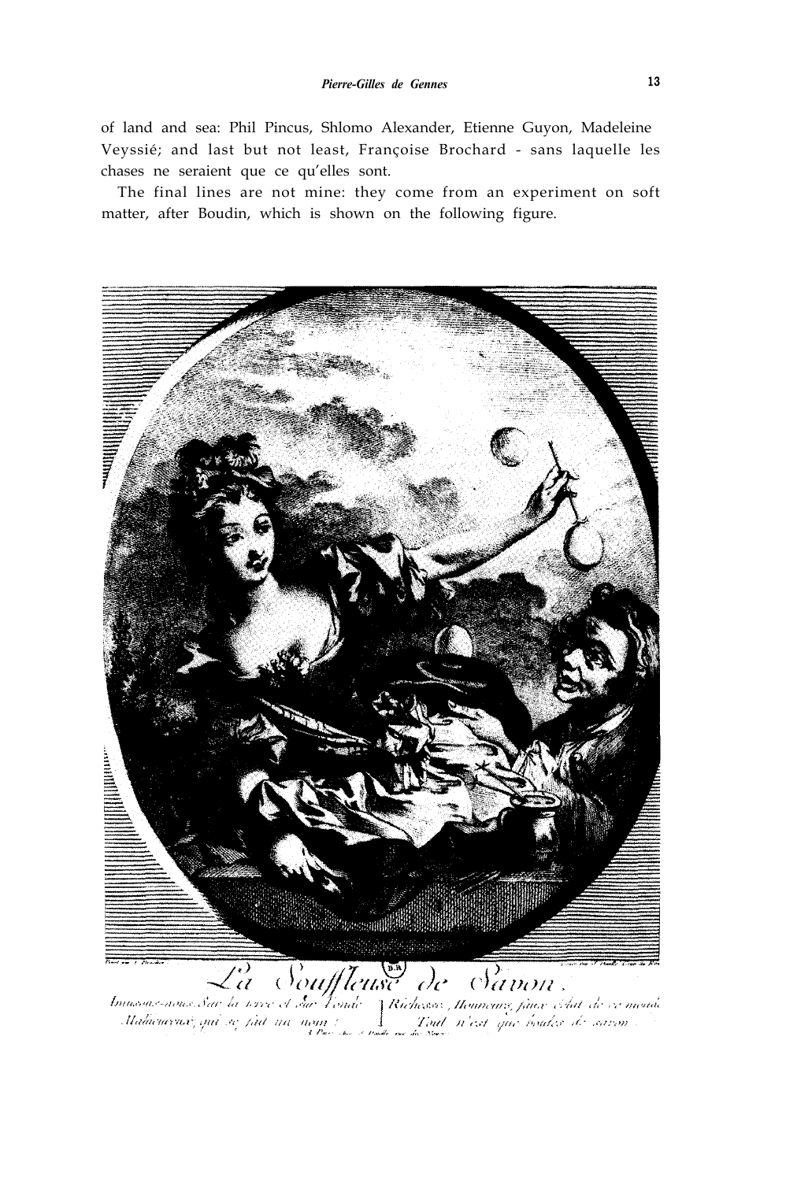of land and sea: Phil Pincus, Shlomo Alexander, Etienne Guyon, Madeleine Veyssié; and last but not least, Françoise Brochard - sans laquelle les chases ne seraient que ce qu'elles sont.

The final lines are not mine: they come from an experiment on soft matter, after Boudin, which is shown on the following figure.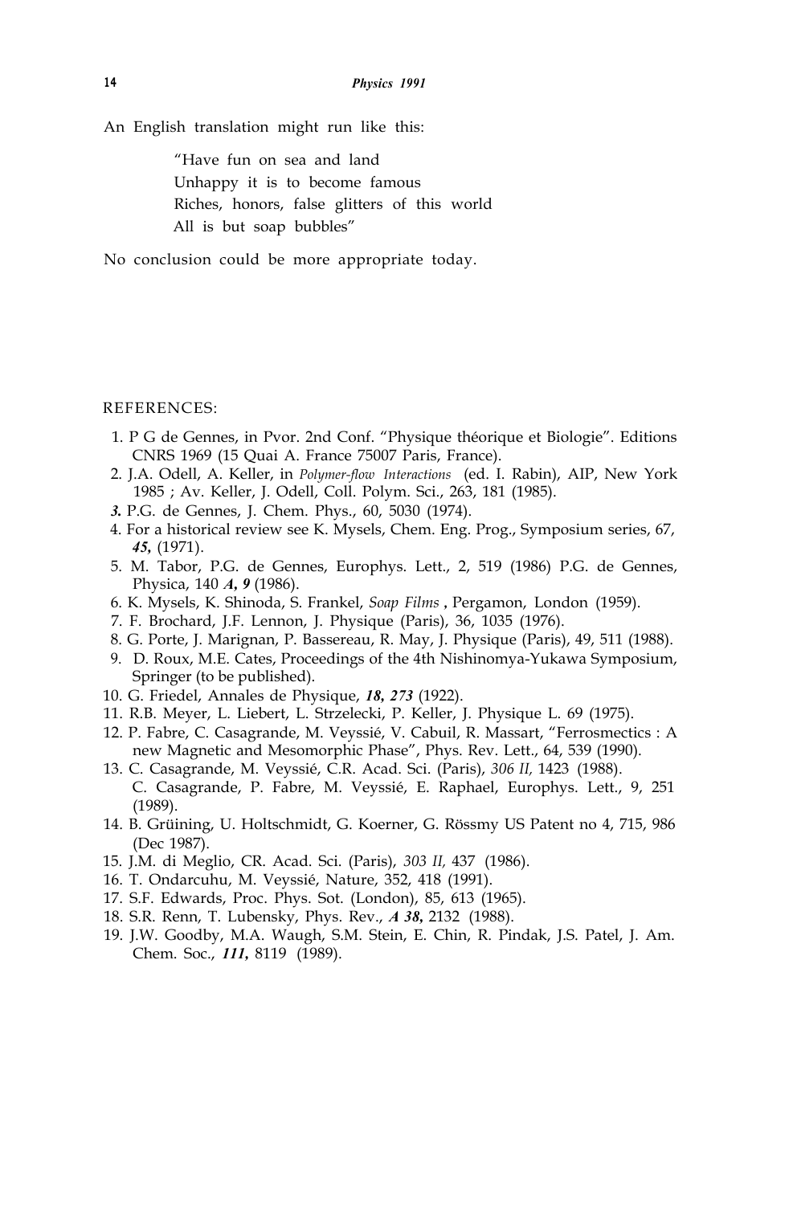An English translation might run like this:

> "Have fun on sea and land
> Unhappy it is to become famous
> Riches, honors, false glitters of this world
> All is but soap bubbles"

No conclusion could be more appropriate today.

REFERENCES:

1. P G de Gennes, in Pvor. 2nd Conf. "Physique théorique et Biologie". Editions CNRS 1969 (15 Quai A. France 75007 Paris, France).
2. J.A. Odell, A. Keller, in *Polymer-flow Interactions* (ed. I. Rabin), AIP, New York 1985 ; Av. Keller, J. Odell, Coll. Polym. Sci., 263, 181 (1985).
3. P.G. de Gennes, J. Chem. Phys., 60, 5030 (1974).
4. For a historical review see K. Mysels, Chem. Eng. Prog., Symposium series, 67, ***45,*** (1971).
5. M. Tabor, P.G. de Gennes, Europhys. Lett., 2, 519 (1986) P.G. de Gennes, Physica, 140 ***A, 9*** (1986).
6. K. Mysels, K. Shinoda, S. Frankel, *Soap Films* **,** Pergamon, London (1959).
7. F. Brochard, J.F. Lennon, J. Physique (Paris), 36, 1035 (1976).
8. G. Porte, J. Marignan, P. Bassereau, R. May, J. Physique (Paris), 49, 511 (1988).
9. D. Roux, M.E. Cates, Proceedings of the 4th Nishinomya-Yukawa Symposium, Springer (to be published).
10. G. Friedel, Annales de Physique, ***18, 273*** (1922).
11. R.B. Meyer, L. Liebert, L. Strzelecki, P. Keller, J. Physique L. 69 (1975).
12. P. Fabre, C. Casagrande, M. Veyssié, V. Cabuil, R. Massart, "Ferrosmectics : A new Magnetic and Mesomorphic Phase", Phys. Rev. Lett., 64, 539 (1990).
13. C. Casagrande, M. Veyssié, C.R. Acad. Sci. (Paris), *306 II,* 1423 (1988).
    C. Casagrande, P. Fabre, M. Veyssié, E. Raphael, Europhys. Lett., 9, 251 (1989).
14. B. Grüining, U. Holtschmidt, G. Koerner, G. Rössmy US Patent no 4, 715, 986 (Dec 1987).
15. J.M. di Meglio, CR. Acad. Sci. (Paris), *303 II,* 437 (1986).
16. T. Ondarcuhu, M. Veyssié, Nature, 352, 418 (1991).
17. S.F. Edwards, Proc. Phys. Sot. (London), 85, 613 (1965).
18. S.R. Renn, T. Lubensky, Phys. Rev., ***A 38,*** 2132 (1988).
19. J.W. Goodby, M.A. Waugh, S.M. Stein, E. Chin, R. Pindak, J.S. Patel, J. Am. Chem. Soc., ***111,*** 8119 (1989).